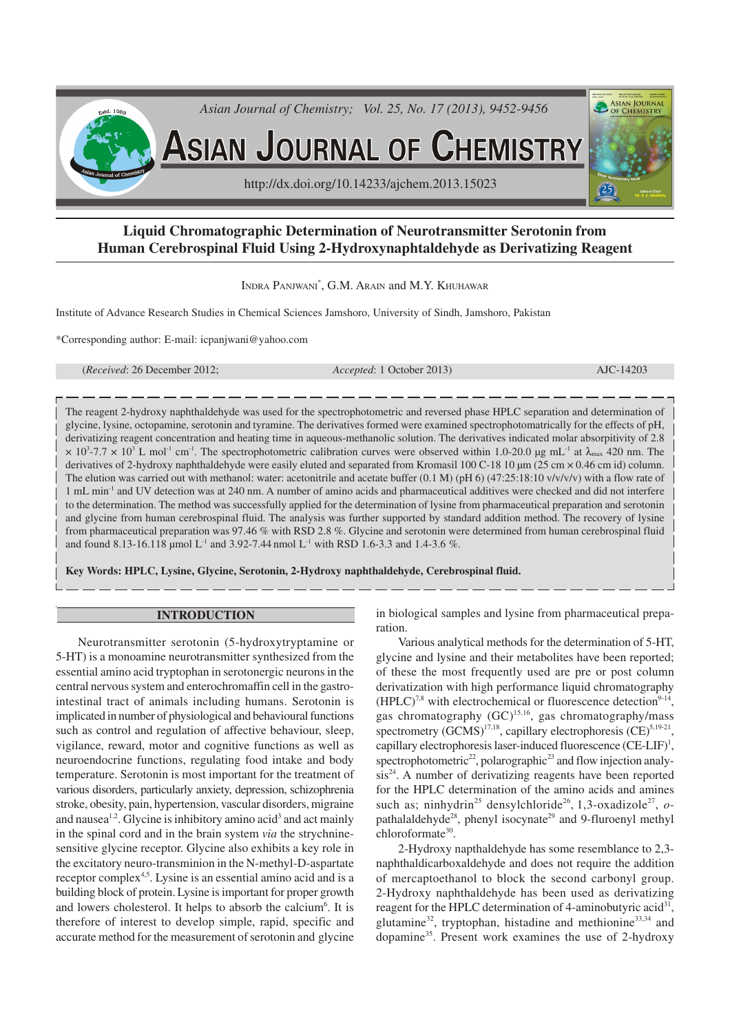# Liquid Chromatographic Determination of Neurotransmitter Serotonin from Human Cerebrospinal Fluid Using 2-Hydroxynaphtaldehyde as Derivatizing Reagent

INDRA PANJWANI*, G.M. ARAIN and M.Y. KHUHAWAR

Institute of Advance Research Studies in Chemical Sciences Jamshoro, University of Sindh, Jamshoro, Pakistan

*Corresponding author: E-mail: icpanjwani@yahoo.com

(*Received*: 26 December 2012; *Accepted*: 1 October 2013) AJC-14203

The reagent 2-hydroxy naphthaldehyde was used for the spectrophotometric and reversed phase HPLC separation and determination of glycine, lysine, octopamine, serotonin and tyramine. The derivatives formed were examined spectrophotometrically for the effects of pH, derivatizing reagent concentration and heating time in aqueous-methanolic solution. The derivatives indicated molar absorptivity of $2.8 \times 10^3$-$7.7 \times 10^3$ L $mol^{-1}$ $cm^{-1}$. The spectrophotometric calibration curves were observed within 1.0-20.0 μg $mL^{-1}$ at $\lambda_{max}$ 420 nm. The derivatives of 2-hydroxy naphthaldehyde were easily eluted and separated from Kromasil 100 C-18 10 μm (25 cm × 0.46 cm id) column. The elution was carried out with methanol: water: acetonitrile and acetate buffer (0.1 M) (pH 6) (47:25:18:10 v/v/v/v) with a flow rate of 1 mL $min^{-1}$ and UV detection was at 240 nm. A number of amino acids and pharmaceutical additives were checked and did not interfere to the determination. The method was successfully applied for the determination of lysine from pharmaceutical preparation and serotonin and glycine from human cerebrospinal fluid. The analysis was further supported by standard addition method. The recovery of lysine from pharmaceutical preparation was 97.46 % with RSD 2.8 %. Glycine and serotonin were determined from human cerebrospinal fluid and found 8.13-16.118 μmol $L^{-1}$ and 3.92-7.44 nmol $L^{-1}$ with RSD 1.6-3.3 and 1.4-3.6 %.

**Key Words: HPLC, Lysine, Glycine, Serotonin, 2-Hydroxy naphthaldehyde, Cerebrospinal fluid.**

## INTRODUCTION

Neurotransmitter serotonin (5-hydroxytryptamine or 5-HT) is a monoamine neurotransmitter synthesized from the essential amino acid tryptophan in serotonergic neurons in the central nervous system and enterochromaffin cell in the gastrointestinal tract of animals including humans. Serotonin is implicated in number of physiological and behavioural functions such as control and regulation of affective behaviour, sleep, vigilance, reward, motor and cognitive functions as well as neuroendocrine functions, regulating food intake and body temperature. Serotonin is most important for the treatment of various disorders, particularly anxiety, depression, schizophrenia stroke, obesity, pain, hypertension, vascular disorders, migraine and nausea[1,2]. Glycine is inhibitory amino acid[3] and act mainly in the spinal cord and in the brain system *via* the strychnine-sensitive glycine receptor. Glycine also exhibits a key role in the excitatory neuro-transminion in the N-methyl-D-aspartate receptor complex[4,5]. Lysine is an essential amino acid and is a building block of protein. Lysine is important for proper growth and lowers cholesterol. It helps to absorb the calcium[6]. It is therefore of interest to develop simple, rapid, specific and accurate method for the measurement of serotonin and glycine in biological samples and lysine from pharmaceutical preparation.

Various analytical methods for the determination of 5-HT, glycine and lysine and their metabolites have been reported; of these the most frequently used are pre or post column derivatization with high performance liquid chromatography (HPLC)[7,8] with electrochemical or fluorescence detection[9-14], gas chromatography (GC)[15,16], gas chromatography/mass spectrometry (GCMS)[17,18], capillary electrophoresis (CE)[5,19-21], capillary electrophoresis laser-induced fluorescence (CE-LIF)[1], spectrophotometric[22], polarographic[23] and flow injection analysis[24]. A number of derivatizing reagents have been reported for the HPLC determination of the amino acids and amines such as; ninhydrin[25] densylchloride[26], 1,3-oxadizole[27], *o*-pathalaldehyde[28], phenyl isocynate[29] and 9-fluroenyl methyl chloroformate[30].

2-Hydroxy napthaldehyde has some resemblance to 2,3-naphthaldicarboxaldehyde and does not require the addition of mercaptoethanol to block the second carbonyl group. 2-Hydroxy naphthaldehyde has been used as derivatizing reagent for the HPLC determination of 4-aminobutyric acid[31], glutamine[32], tryptophan, histadine and methionine[33,34] and dopamine[35]. Present work examines the use of 2-hydroxy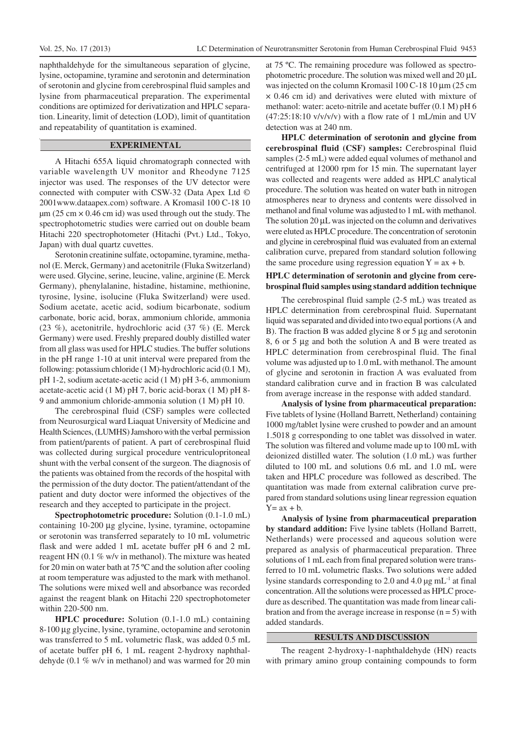naphthaldehyde for the simultaneous separation of glycine, lysine, octopamine, tyramine and serotonin and determination of serotonin and glycine from cerebrospinal fluid samples and lysine from pharmaceutical preparation. The experimental conditions are optimized for derivatization and HPLC separation. Linearity, limit of detection (LOD), limit of quantitation and repeatability of quantitation is examined.

## EXPERIMENTAL

A Hitachi 655A liquid chromatograph connected with variable wavelength UV monitor and Rheodyne 7125 injector was used. The responses of the UV detector were connected with computer with CSW-32 (Data Apex Ltd © 2001www.dataapex.com) software. A Kromasil 100 C-18 10 µm (25 cm × 0.46 cm id) was used through out the study. The spectrophotometric studies were carried out on double beam Hitachi 220 spectrophotometer (Hitachi (Pvt.) Ltd., Tokyo, Japan) with dual quartz cuvettes.

Serotonin creatinine sulfate, octopamine, tyramine, methanol (E. Merck, Germany) and acetonitrile (Fluka Switzerland) were used. Glycine, serine, leucine, valine, arginine (E. Merck Germany), phenylalanine, histadine, histamine, methionine, tyrosine, lysine, isolucine (Fluka Switzerland) were used. Sodium acetate, acetic acid, sodium bicarbonate, sodium carbonate, boric acid, borax, ammonium chloride, ammonia (23 %), acetonitrile, hydrochloric acid (37 %) (E. Merck Germany) were used. Freshly prepared doubly distilled water from all glass was used for HPLC studies. The buffer solutions in the pH range 1-10 at unit interval were prepared from the following: potassium chloride (1 M)-hydrochloric acid (0.1 M), pH 1-2, sodium acetate-acetic acid (1 M) pH 3-6, ammonium acetate-acetic acid (1 M) pH 7, boric acid-borax (1 M) pH 8-9 and ammonium chloride-ammonia solution (1 M) pH 10.

The cerebrospinal fluid (CSF) samples were collected from Neurosurgical ward Liaquat University of Medicine and Health Sciences, (LUMHS) Jamshoro with the verbal permission from patient/parents of patient. A part of cerebrospinal fluid was collected during surgical procedure ventriculopritoneal shunt with the verbal consent of the surgeon. The diagnosis of the patients was obtained from the records of the hospital with the permission of the duty doctor. The patient/attendant of the patient and duty doctor were informed the objectives of the research and they accepted to participate in the project.

**Spectrophotometric procedure:** Solution (0.1-1.0 mL) containing 10-200 µg glycine, lysine, tyramine, octopamine or serotonin was transferred separately to 10 mL volumetric flask and were added 1 mL acetate buffer pH 6 and 2 mL reagent HN (0.1 % w/v in methanol). The mixture was heated for 20 min on water bath at 75 ºC and the solution after cooling at room temperature was adjusted to the mark with methanol. The solutions were mixed well and absorbance was recorded against the reagent blank on Hitachi 220 spectrophotometer within 220-500 nm.

**HPLC procedure:** Solution (0.1-1.0 mL) containing 8-100 µg glycine, lysine, tyramine, octopamine and serotonin was transferred to 5 mL volumetric flask, was added 0.5 mL of acetate buffer pH 6, 1 mL reagent 2-hydroxy naphthaldehyde (0.1 % w/v in methanol) and was warmed for 20 min at 75 ºC. The remaining procedure was followed as spectrophotometric procedure. The solution was mixed well and 20 µL was injected on the column Kromasil 100 C-18 10 µm (25 cm × 0.46 cm id) and derivatives were eluted with mixture of methanol: water: aceto-nitrile and acetate buffer (0.1 M) pH 6 (47:25:18:10 v/v/v/v) with a flow rate of 1 mL/min and UV detection was at 240 nm.

**HPLC determination of serotonin and glycine from cerebrospinal fluid (CSF) samples:** Cerebrospinal fluid samples (2-5 mL) were added equal volumes of methanol and centrifuged at 12000 rpm for 15 min. The supernatant layer was collected and reagents were added as HPLC analytical procedure. The solution was heated on water bath in nitrogen atmospheres near to dryness and contents were dissolved in methanol and final volume was adjusted to 1 mL with methanol. The solution 20 µL was injected on the column and derivatives were eluted as HPLC procedure. The concentration of serotonin and glycine in cerebrospinal fluid was evaluated from an external calibration curve, prepared from standard solution following the same procedure using regression equation $Y = ax + b$.

**HPLC determination of serotonin and glycine from cerebrospinal fluid samples using standard addition technique**

The cerebrospinal fluid sample (2-5 mL) was treated as HPLC determination from cerebrospinal fluid. Supernatant liquid was separated and divided into two equal portions (A and B). The fraction B was added glycine 8 or 5 µg and serotonin 8, 6 or 5 µg and both the solution A and B were treated as HPLC determination from cerebrospinal fluid. The final volume was adjusted up to 1.0 mL with methanol. The amount of glycine and serotonin in fraction A was evaluated from standard calibration curve and in fraction B was calculated from average increase in the response with added standard.

**Analysis of lysine from pharmaceutical preparation:** Five tablets of lysine (Holland Barrett, Netherland) containing 1000 mg/tablet lysine were crushed to powder and an amount 1.5018 g corresponding to one tablet was dissolved in water. The solution was filtered and volume made up to 100 mL with deionized distilled water. The solution (1.0 mL) was further diluted to 100 mL and solutions 0.6 mL and 1.0 mL were taken and HPLC procedure was followed as described. The quantitation was made from external calibration curve prepared from standard solutions using linear regression equation $Y = ax + b$.

**Analysis of lysine from pharmaceutical preparation by standard addition:** Five lysine tablets (Holland Barrett, Netherlands) were processed and aqueous solution were prepared as analysis of pharmaceutical preparation. Three solutions of 1 mL each from final prepared solution were transferred to 10 mL volumetric flasks. Two solutions were added lysine standards corresponding to 2.0 and 4.0 µg $mL^{-1}$ at final concentration. All the solutions were processed as HPLC procedure as described. The quantitation was made from linear calibration and from the average increase in response ($n = 5$) with added standards.

## RESULTS AND DISCUSSION

The reagent 2-hydroxy-1-naphthaldehyde (HN) reacts with primary amino group containing compounds to form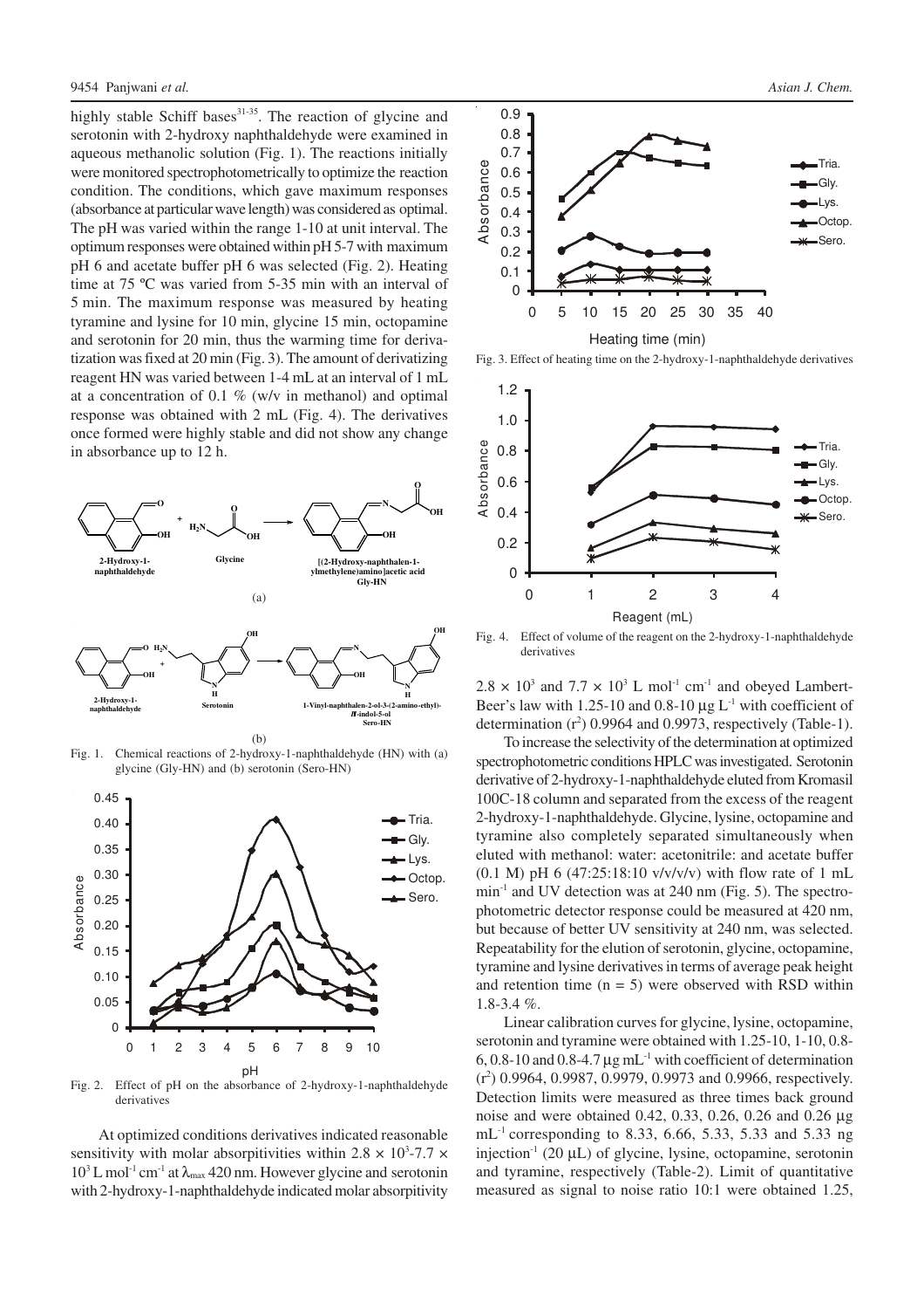highly stable Schiff bases[31-35]. The reaction of glycine and serotonin with 2-hydroxy naphthaldehyde were examined in aqueous methanolic solution (Fig. 1). The reactions initially were monitored spectrophotometrically to optimize the reaction condition. The conditions, which gave maximum responses (absorbance at particular wave length) was considered as optimal. The pH was varied within the range 1-10 at unit interval. The optimum responses were obtained within pH 5-7 with maximum pH 6 and acetate buffer pH 6 was selected (Fig. 2). Heating time at 75 ºC was varied from 5-35 min with an interval of 5 min. The maximum response was measured by heating tyramine and lysine for 10 min, glycine 15 min, octopamine and serotonin for 20 min, thus the warming time for derivatization was fixed at 20 min (Fig. 3). The amount of derivatizing reagent HN was varied between 1-4 mL at an interval of 1 mL at a concentration of 0.1 % (w/v in methanol) and optimal response was obtained with 2 mL (Fig. 4). The derivatives once formed were highly stable and did not show any change in absorbance up to 12 h.

Fig. 1. Chemical reactions of 2-hydroxy-1-naphthaldehyde (HN) with (a) glycine (Gly-HN) and (b) serotonin (Sero-HN)

Fig. 2. Effect of pH on the absorbance of 2-hydroxy-1-naphthaldehyde derivatives

At optimized conditions derivatives indicated reasonable sensitivity with molar absorpitivities within $2.8 \times 10^3$-$7.7 \times 10^3$ L mol$^{-1}$ cm$^{-1}$ at $\lambda_{max}$ 420 nm. However glycine and serotonin with 2-hydroxy-1-naphthaldehyde indicated molar absorpitivity $2.8 \times 10^3$ and $7.7 \times 10^3$ L mol$^{-1}$ cm$^{-1}$ and obeyed Lambert-Beer's law with 1.25-10 and 0.8-10 µg L$^{-1}$ with coefficient of determination ($r^2$) 0.9964 and 0.9973, respectively (Table-1).

Fig. 3. Effect of heating time on the 2-hydroxy-1-naphthaldehyde derivatives

Fig. 4. Effect of volume of the reagent on the 2-hydroxy-1-naphthaldehyde derivatives

To increase the selectivity of the determination at optimized spectrophotometric conditions HPLC was investigated. Serotonin derivative of 2-hydroxy-1-naphthaldehyde eluted from Kromasil 100C-18 column and separated from the excess of the reagent 2-hydroxy-1-naphthaldehyde. Glycine, lysine, octopamine and tyramine also completely separated simultaneously when eluted with methanol: water: acetonitrile: and acetate buffer (0.1 M) pH 6 (47:25:18:10 v/v/v/v) with flow rate of 1 mL min$^{-1}$ and UV detection was at 240 nm (Fig. 5). The spectrophotometric detector response could be measured at 420 nm, but because of better UV sensitivity at 240 nm, was selected. Repeatability for the elution of serotonin, glycine, octopamine, tyramine and lysine derivatives in terms of average peak height and retention time (n = 5) were observed with RSD within 1.8-3.4 %.

Linear calibration curves for glycine, lysine, octopamine, serotonin and tyramine were obtained with 1.25-10, 1-10, 0.8-6, 0.8-10 and 0.8-4.7 µg mL$^{-1}$ with coefficient of determination ($r^2$) 0.9964, 0.9987, 0.9979, 0.9973 and 0.9966, respectively. Detection limits were measured as three times back ground noise and were obtained 0.42, 0.33, 0.26, 0.26 and 0.26 µg mL$^{-1}$ corresponding to 8.33, 6.66, 5.33, 5.33 and 5.33 ng injection$^{-1}$ (20 µL) of glycine, lysine, octopamine, serotonin and tyramine, respectively (Table-2). Limit of quantitative measured as signal to noise ratio 10:1 were obtained 1.25,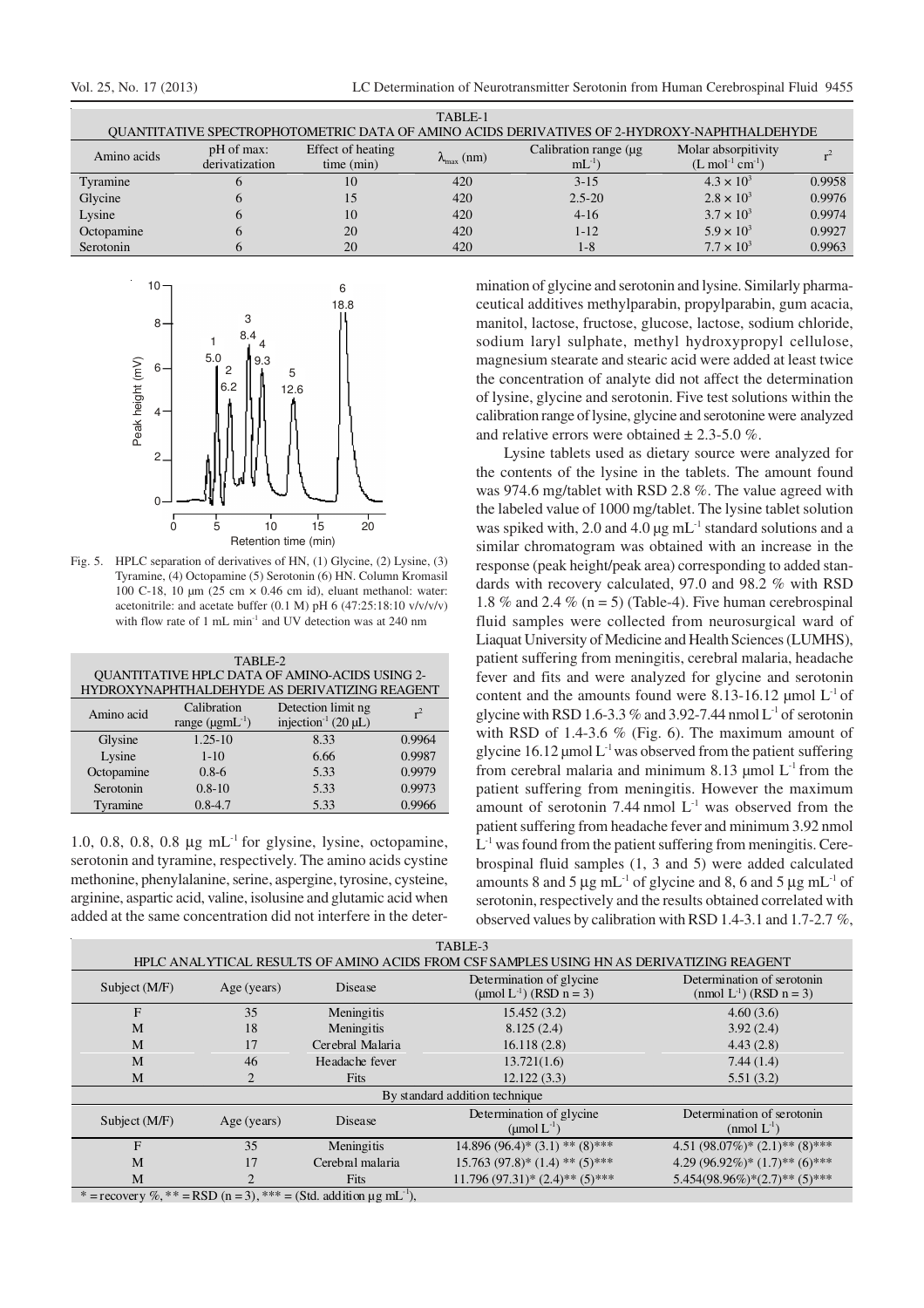TABLE-1
QUANTITATIVE SPECTROPHOTOMETRIC DATA OF AMINO ACIDS DERIVATIVES OF 2-HYDROXY-NAPHTHALDEHYDE

| Amino acids | pH of max: derivatization | Effect of heating time (min) | $\lambda_{max}$ (nm) | Calibration range (µg mL$^{-1}$) | Molar absorptivity (L mol$^{-1}$ cm$^{-1}$) | $r^2$ |
|---|---|---|---|---|---|---|
| Tyramine | 6 | 10 | 420 | 3-15 | $4.3 \times 10^3$ | 0.9958 |
| Glycine | 6 | 15 | 420 | 2.5-20 | $2.8 \times 10^3$ | 0.9976 |
| Lysine | 6 | 10 | 420 | 4-16 | $3.7 \times 10^3$ | 0.9974 |
| Octopamine | 6 | 20 | 420 | 1-12 | $5.9 \times 10^3$ | 0.9927 |
| Serotonin | 6 | 20 | 420 | 1-8 | $7.7 \times 10^3$ | 0.9963 |

Fig. 5. HPLC separation of derivatives of HN, (1) Glycine, (2) Lysine, (3) Tyramine, (4) Octopamine (5) Serotonin (6) HN. Column Kromasil 100 C-18, 10 µm (25 cm × 0.46 cm id), eluant methanol: water: acetonitrile: and acetate buffer (0.1 M) pH 6 (47:25:18:10 v/v/v/v) with flow rate of 1 mL min$^{-1}$ and UV detection was at 240 nm

TABLE-2
QUANTITATIVE HPLC DATA OF AMINO-ACIDS USING 2-HYDROXYNAPHTHALDEHYDE AS DERIVATIZING REAGENT

| Amino acid | Calibration range (µgmL$^{-1}$) | Detection limit ng injection$^{-1}$ (20 µL) | $r^2$ |
|---|---|---|---|
| Glysine | 1.25-10 | 8.33 | 0.9964 |
| Lysine | 1-10 | 6.66 | 0.9987 |
| Octopamine | 0.8-6 | 5.33 | 0.9979 |
| Serotonin | 0.8-10 | 5.33 | 0.9973 |
| Tyramine | 0.8-4.7 | 5.33 | 0.9966 |

1.0, 0.8, 0.8, 0.8 µg mL$^{-1}$ for glysine, lysine, octopamine, serotonin and tyramine, respectively. The amino acids cystine methonine, phenylalanine, serine, aspergine, tyrosine, cysteine, arginine, aspartic acid, valine, isolusine and glutamic acid when added at the same concentration did not interfere in the determination of glycine and serotonin and lysine. Similarly pharmaceutical additives methylparabin, propylparabin, gum acacia, manitol, lactose, fructose, glucose, lactose, sodium chloride, sodium laryl sulphate, methyl hydroxypropyl cellulose, magnesium stearate and stearic acid were added at least twice the concentration of analyte did not affect the determination of lysine, glycine and serotonin. Five test solutions within the calibration range of lysine, glycine and serotonine were analyzed and relative errors were obtained ± 2.3-5.0 %.

Lysine tablets used as dietary source were analyzed for the contents of the lysine in the tablets. The amount found was 974.6 mg/tablet with RSD 2.8 %. The value agreed with the labeled value of 1000 mg/tablet. The lysine tablet solution was spiked with, 2.0 and 4.0 µg mL$^{-1}$ standard solutions and a similar chromatogram was obtained with an increase in the response (peak height/peak area) corresponding to added standards with recovery calculated, 97.0 and 98.2 % with RSD 1.8 % and 2.4 % (n = 5) (Table-4). Five human cerebrospinal fluid samples were collected from neurosurgical ward of Liaquat University of Medicine and Health Sciences (LUMHS), patient suffering from meningitis, cerebral malaria, headache fever and fits and were analyzed for glycine and serotonin content and the amounts found were 8.13-16.12 µmol L$^{-1}$ of glycine with RSD 1.6-3.3 % and 3.92-7.44 nmol L$^{-1}$ of serotonin with RSD of 1.4-3.6 % (Fig. 6). The maximum amount of glycine 16.12 µmol L$^{-1}$ was observed from the patient suffering from cerebral malaria and minimum 8.13 µmol L$^{-1}$ from the patient suffering from meningitis. However the maximum amount of serotonin 7.44 nmol L$^{-1}$ was observed from the patient suffering from headache fever and minimum 3.92 nmol L$^{-1}$ was found from the patient suffering from meningitis. Cerebrospinal fluid samples (1, 3 and 5) were added calculated amounts 8 and 5 µg mL$^{-1}$ of glycine and 8, 6 and 5 µg mL$^{-1}$ of serotonin, respectively and the results obtained correlated with observed values by calibration with RSD 1.4-3.1 and 1.7-2.7 %,

TABLE-3
HPLC ANALYTICAL RESULTS OF AMINO ACIDS FROM CSF SAMPLES USING HN AS DERIVATIZING REAGENT

| Subject (M/F) | Age (years) | Disease | Determination of glycine (µmol L$^{-1}$) (RSD n = 3) | Determination of serotonin (nmol L$^{-1}$) (RSD n = 3) |
|---|---|---|---|---|
| F | 35 | Meningitis | 15.452 (3.2) | 4.60 (3.6) |
| M | 18 | Meningitis | 8.125 (2.4) | 3.92 (2.4) |
| M | 17 | Cerebral Malaria | 16.118 (2.8) | 4.43 (2.8) |
| M | 46 | Headache fever | 13.721(1.6) | 7.44 (1.4) |
| M | 2 | Fits | 12.122 (3.3) | 5.51 (3.2) |
| By standard addition technique | | | | |
| Subject (M/F) | Age (years) | Disease | Determination of glycine (µmol L$^{-1}$) | Determination of serotonin (nmol L$^{-1}$) |
| F | 35 | Meningitis | 14.896 (96.4)* (3.1) ** (8)*** | 4.51 (98.07%)* (2.1)** (8)*** |
| M | 17 | Cerebral malaria | 15.763 (97.8)* (1.4) ** (5)*** | 4.29 (96.92%)* (1.7)** (6)*** |
| M | 2 | Fits | 11.796 (97.31)* (2.4)** (5)*** | 5.454(98.96%)*(2.7)** (5)*** |

* = recovery %, ** = RSD (n = 3), *** = (Std. addition µg mL$^{-1}$),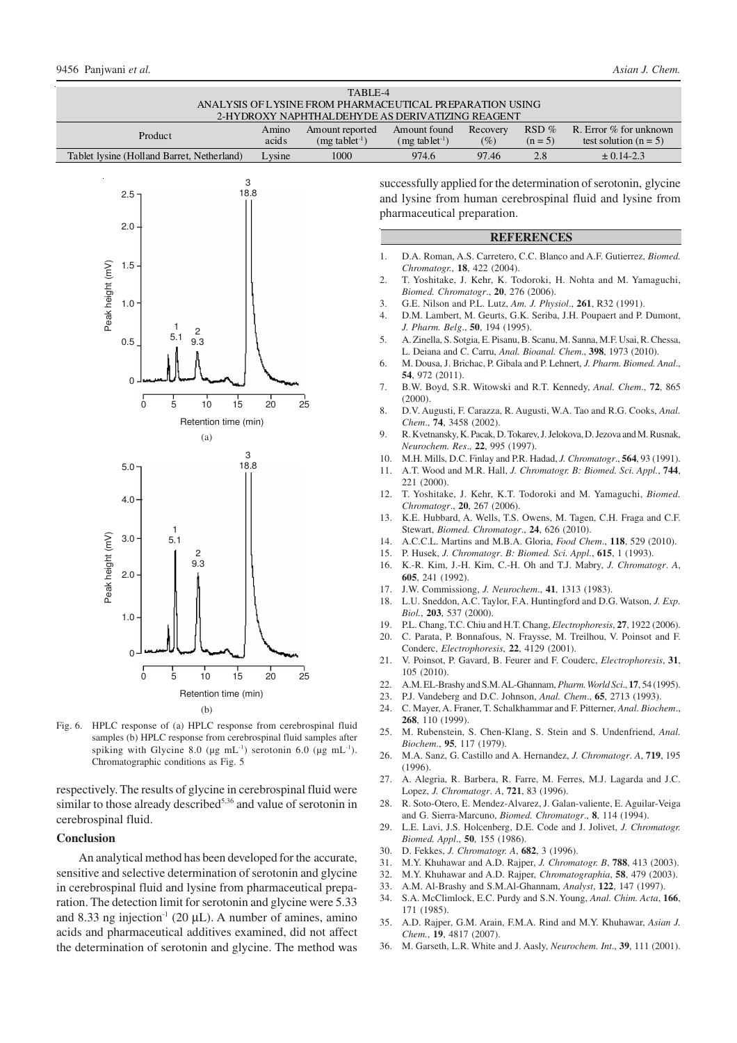TABLE-4
ANALYSIS OF LYSINE FROM PHARMACEUTICAL PREPARATION USING 2-HYDROXY NAPHTHALDEHYDE AS DERIVATIZING REAGENT

| Product | Amino acids | Amount reported (mg tablet$^{-1}$) | Amount found (mg tablet$^{-1}$) | Recovery (%) | RSD % (n = 5) | R. Error % for unknown test solution (n = 5) |
|---|---|---|---|---|---|---|
| Tablet lysine (Holland Barret, Netherland) | Lysine | 1000 | 974.6 | 97.46 | 2.8 | ± 0.14-2.3 |

(a)
Peak height (mV)
2.5
2.0
1.5
1.0
0.5
0
3
18.8
1
5.1
2
9.3
0 5 10 15 20 25
Retention time (min)

(b)
Peak height (mV)
5.0
4.0
3.0
2.0
1.0
0
3
18.8
1
5.1
2
9.3
0 5 10 15 20 25
Retention time (min)

Fig. 6. HPLC response of (a) HPLC response from cerebrospinal fluid samples (b) HPLC response from cerebrospinal fluid samples after spiking with Glycine 8.0 (μg mL$^{-1}$) serotonin 6.0 (μg mL$^{-1}$). Chromatographic conditions as Fig. 5

respectively. The results of glycine in cerebrospinal fluid were similar to those already described[5,36] and value of serotonin in cerebrospinal fluid.

## Conclusion

An analytical method has been developed for the accurate, sensitive and selective determination of serotonin and glycine in cerebrospinal fluid and lysine from pharmaceutical preparation. The detection limit for serotonin and glycine were 5.33 and 8.33 ng injection$^{-1}$ (20 μL). A number of amines, amino acids and pharmaceutical additives examined, did not affect the determination of serotonin and glycine. The method was successfully applied for the determination of serotonin, glycine and lysine from human cerebrospinal fluid and lysine from pharmaceutical preparation.

## REFERENCES

1. D.A. Roman, A.S. Carretero, C.C. Blanco and A.F. Gutierrez, *Biomed. Chromatogr.*, **18**, 422 (2004).
2. T. Yoshitake, J. Kehr, K. Todoroki, H. Nohta and M. Yamaguchi, *Biomed. Chromatogr*., **20**, 276 (2006).
3. G.E. Nilson and P.L. Lutz, *Am. J. Physiol*., **261**, R32 (1991).
4. D.M. Lambert, M. Geurts, G.K. Seriba, J.H. Poupaert and P. Dumont, *J. Pharm. Belg*., **50**, 194 (1995).
5. A. Zinella, S. Sotgia, E. Pisanu, B. Scanu, M. Sanna, M.F. Usai, R. Chessa, L. Deiana and C. Carru, *Anal. Bioanal. Chem*., **398**, 1973 (2010).
6. M. Dousa, J. Brichac, P. Gibala and P. Lehnert, *J. Pharm. Biomed. Anal*., **54**, 972 (2011).
7. B.W. Boyd, S.R. Witowski and R.T. Kennedy, *Anal. Chem*., **72**, 865 (2000).
8. D.V. Augusti, F. Carazza, R. Augusti, W.A. Tao and R.G. Cooks, *Anal. Chem*., **74**, 3458 (2002).
9. R. Kvetnansky, K. Pacak, D. Tokarev, J. Jelokova, D. Jezova and M. Rusnak, *Neurochem. Res*., **22**, 995 (1997).
10. M.H. Mills, D.C. Finlay and P.R. Hadad, *J. Chromatogr*., **564**, 93 (1991).
11. A.T. Wood and M.R. Hall, *J. Chromatogr. B: Biomed. Sci. Appl.*, **744**, 221 (2000).
12. T. Yoshitake, J. Kehr, K.T. Todoroki and M. Yamaguchi, *Biomed. Chromatogr*., **20**, 267 (2006).
13. K.E. Hubbard, A. Wells, T.S. Owens, M. Tagen, C.H. Fraga and C.F. Stewart, *Biomed. Chromatogr*., **24**, 626 (2010).
14. A.C.C.L. Martins and M.B.A. Gloria, *Food Chem*., **118**, 529 (2010).
15. P. Husek, *J. Chromatogr. B: Biomed. Sci. Appl*., **615**, 1 (1993).
16. K.-R. Kim, J.-H. Kim, C.-H. Oh and T.J. Mabry, *J. Chromatogr. A*, **605**, 241 (1992).
17. J.W. Commissiong, *J. Neurochem*., **41**, 1313 (1983).
18. L.U. Sneddon, A.C. Taylor, F.A. Huntingford and D.G. Watson, *J. Exp. Biol.*, **203**, 537 (2000).
19. P.L. Chang, T.C. Chiu and H.T. Chang, *Electrophoresis*, **27**, 1922 (2006).
20. C. Parata, P. Bonnafous, N. Fraysse, M. Treilhou, V. Poinsot and F. Conderc, *Electrophoresis*, **22**, 4129 (2001).
21. V. Poinsot, P. Gavard, B. Feurer and F. Couderc, *Electrophoresis*, **31**, 105 (2010).
22. A.M. EL-Brashy and S.M. AL-Ghannam, *Pharm. World Sci*., **17**, 54 (1995).
23. P.J. Vandeberg and D.C. Johnson, *Anal. Chem*., **65**, 2713 (1993).
24. C. Mayer, A. Franer, T. Schalkhammar and F. Pitterner, *Anal. Biochem*., **268**, 110 (1999).
25. M. Rubenstein, S. Chen-Klang, S. Stein and S. Undenfriend, *Anal. Biochem*., **95**, 117 (1979).
26. M.A. Sanz, G. Castillo and A. Hernandez, *J. Chromatogr. A*, **719**, 195 (1996).
27. A. Alegria, R. Barbera, R. Farre, M. Ferres, M.J. Lagarda and J.C. Lopez, *J. Chromatogr. A*, **721**, 83 (1996).
28. R. Soto-Otero, E. Mendez-Alvarez, J. Galan-valiente, E. Aguilar-Veiga and G. Sierra-Marcuno, *Biomed. Chromatogr*., **8**, 114 (1994).
29. L.E. Lavi, J.S. Holcenberg, D.E. Code and J. Jolivet, *J. Chromatogr. Biomed. Appl*., **50**, 155 (1986).
30. D. Fekkes, *J. Chromatogr. A*, **682**, 3 (1996).
31. M.Y. Khuhawar and A.D. Rajper, *J. Chromatogr. B*, **788**, 413 (2003).
32. M.Y. Khuhawar and A.D. Rajper, *Chromatographia*, **58**, 479 (2003).
33. A.M. Al-Brashy and S.M.Al-Ghannam, *Analyst*, **122**, 147 (1997).
34. S.A. McClimlock, E.C. Purdy and S.N. Young, *Anal. Chim. Acta*, **166**, 171 (1985).
35. A.D. Rajper, G.M. Arain, F.M.A. Rind and M.Y. Khuhawar, *Asian J. Chem.*, **19**, 4817 (2007).
36. M. Garseth, L.R. White and J. Aasly, *Neurochem. Int*., **39**, 111 (2001).